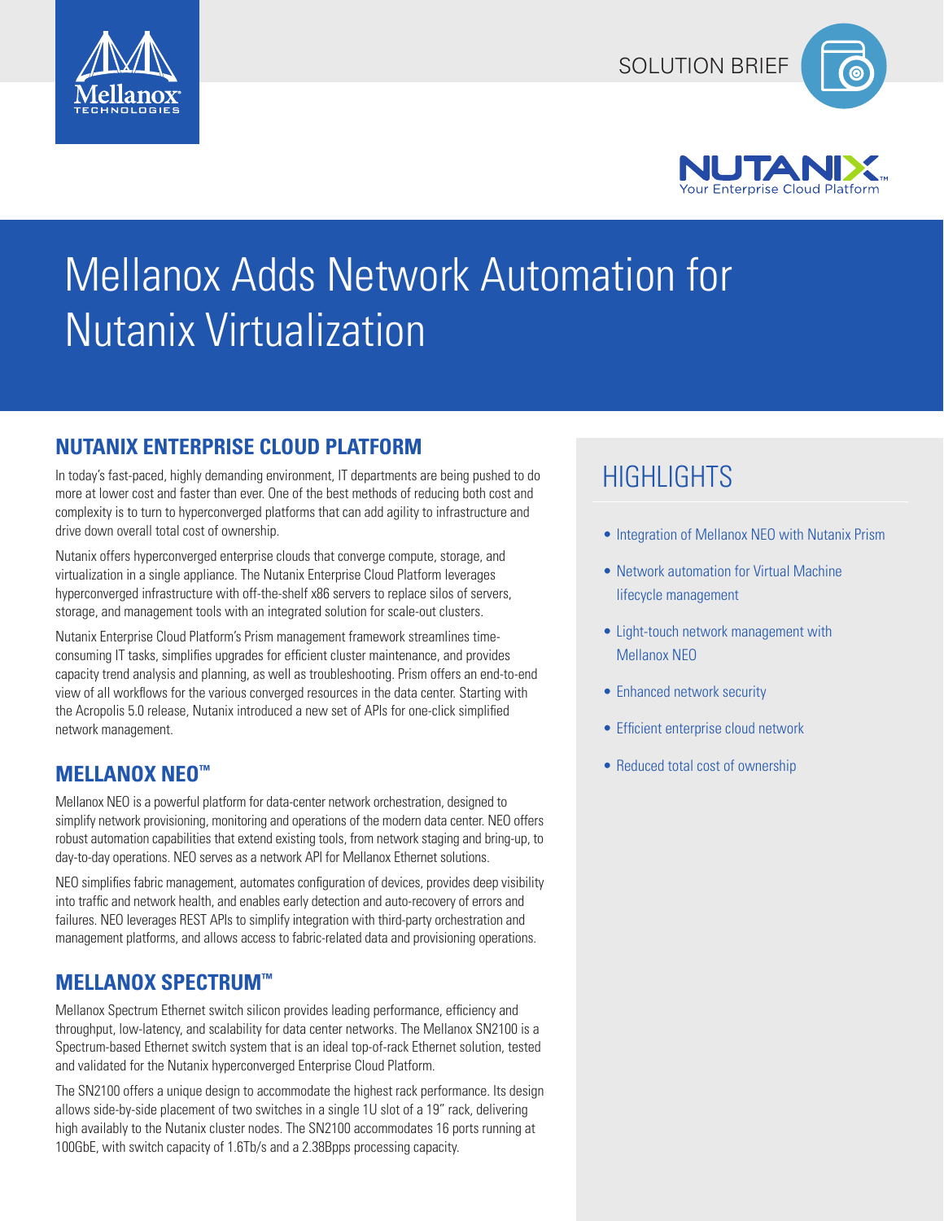SOLUTION BRIEF

# Mellanox Adds Network Automation for Nutanix Virtualization

## NUTANIX ENTERPRISE CLOUD PLATFORM

In today's fast-paced, highly demanding environment, IT departments are being pushed to do more at lower cost and faster than ever. One of the best methods of reducing both cost and complexity is to turn to hyperconverged platforms that can add agility to infrastructure and drive down overall total cost of ownership.

Nutanix offers hyperconverged enterprise clouds that converge compute, storage, and virtualization in a single appliance. The Nutanix Enterprise Cloud Platform leverages hyperconverged infrastructure with off-the-shelf x86 servers to replace silos of servers, storage, and management tools with an integrated solution for scale-out clusters.

Nutanix Enterprise Cloud Platform's Prism management framework streamlines time-consuming IT tasks, simplifies upgrades for efficient cluster maintenance, and provides capacity trend analysis and planning, as well as troubleshooting. Prism offers an end-to-end view of all workflows for the various converged resources in the data center. Starting with the Acropolis 5.0 release, Nutanix introduced a new set of APIs for one-click simplified network management.

## MELLANOX NEO™

Mellanox NEO is a powerful platform for data-center network orchestration, designed to simplify network provisioning, monitoring and operations of the modern data center. NEO offers robust automation capabilities that extend existing tools, from network staging and bring-up, to day-to-day operations. NEO serves as a network API for Mellanox Ethernet solutions.

NEO simplifies fabric management, automates configuration of devices, provides deep visibility into traffic and network health, and enables early detection and auto-recovery of errors and failures. NEO leverages REST APIs to simplify integration with third-party orchestration and management platforms, and allows access to fabric-related data and provisioning operations.

## MELLANOX SPECTRUM™

Mellanox Spectrum Ethernet switch silicon provides leading performance, efficiency and throughput, low-latency, and scalability for data center networks. The Mellanox SN2100 is a Spectrum-based Ethernet switch system that is an ideal top-of-rack Ethernet solution, tested and validated for the Nutanix hyperconverged Enterprise Cloud Platform.

The SN2100 offers a unique design to accommodate the highest rack performance. Its design allows side-by-side placement of two switches in a single 1U slot of a 19" rack, delivering high availably to the Nutanix cluster nodes. The SN2100 accommodates 16 ports running at 100GbE, with switch capacity of 1.6Tb/s and a 2.38Bpps processing capacity.

## HIGHLIGHTS

- Integration of Mellanox NEO with Nutanix Prism
- Network automation for Virtual Machine lifecycle management
- Light-touch network management with Mellanox NEO
- Enhanced network security
- Efficient enterprise cloud network
- Reduced total cost of ownership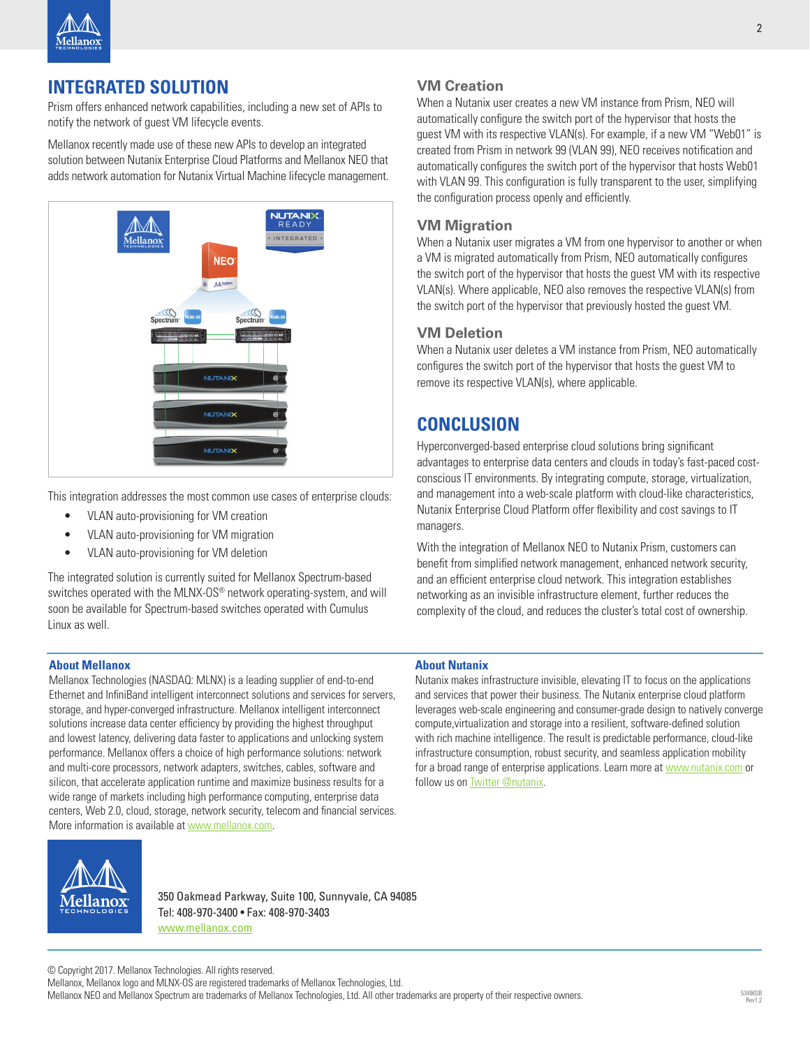## INTEGRATED SOLUTION

Prism offers enhanced network capabilities, including a new set of APIs to notify the network of guest VM lifecycle events.

Mellanox recently made use of these new APIs to develop an integrated solution between Nutanix Enterprise Cloud Platforms and Mellanox NEO that adds network automation for Nutanix Virtual Machine lifecycle management.

This integration addresses the most common use cases of enterprise clouds:

- VLAN auto-provisioning for VM creation
- VLAN auto-provisioning for VM migration
- VLAN auto-provisioning for VM deletion

The integrated solution is currently suited for Mellanox Spectrum-based switches operated with the MLNX-OS® network operating-system, and will soon be available for Spectrum-based switches operated with Cumulus Linux as well.

### VM Creation

When a Nutanix user creates a new VM instance from Prism, NEO will automatically configure the switch port of the hypervisor that hosts the guest VM with its respective VLAN(s). For example, if a new VM "Web01" is created from Prism in network 99 (VLAN 99), NEO receives notification and automatically configures the switch port of the hypervisor that hosts Web01 with VLAN 99. This configuration is fully transparent to the user, simplifying the configuration process openly and efficiently.

### VM Migration

When a Nutanix user migrates a VM from one hypervisor to another or when a VM is migrated automatically from Prism, NEO automatically configures the switch port of the hypervisor that hosts the guest VM with its respective VLAN(s). Where applicable, NEO also removes the respective VLAN(s) from the switch port of the hypervisor that previously hosted the guest VM.

### VM Deletion

When a Nutanix user deletes a VM instance from Prism, NEO automatically configures the switch port of the hypervisor that hosts the guest VM to remove its respective VLAN(s), where applicable.

## CONCLUSION

Hyperconverged-based enterprise cloud solutions bring significant advantages to enterprise data centers and clouds in today's fast-paced cost-conscious IT environments. By integrating compute, storage, virtualization, and management into a web-scale platform with cloud-like characteristics, Nutanix Enterprise Cloud Platform offer flexibility and cost savings to IT managers.

With the integration of Mellanox NEO to Nutanix Prism, customers can benefit from simplified network management, enhanced network security, and an efficient enterprise cloud network. This integration establishes networking as an invisible infrastructure element, further reduces the complexity of the cloud, and reduces the cluster's total cost of ownership.

### About Mellanox

Mellanox Technologies (NASDAQ: MLNX) is a leading supplier of end-to-end Ethernet and InfiniBand intelligent interconnect solutions and services for servers, storage, and hyper-converged infrastructure. Mellanox intelligent interconnect solutions increase data center efficiency by providing the highest throughput and lowest latency, delivering data faster to applications and unlocking system performance. Mellanox offers a choice of high performance solutions: network and multi-core processors, network adapters, switches, cables, software and silicon, that accelerate application runtime and maximize business results for a wide range of markets including high performance computing, enterprise data centers, Web 2.0, cloud, storage, network security, telecom and financial services. More information is available at www.mellanox.com.

### About Nutanix

Nutanix makes infrastructure invisible, elevating IT to focus on the applications and services that power their business. The Nutanix enterprise cloud platform leverages web-scale engineering and consumer-grade design to natively converge compute,virtualization and storage into a resilient, software-defined solution with rich machine intelligence. The result is predictable performance, cloud-like infrastructure consumption, robust security, and seamless application mobility for a broad range of enterprise applications. Learn more at www.nutanix.com or follow us on Twitter @nutanix.

350 Oakmead Parkway, Suite 100, Sunnyvale, CA 94085
Tel: 408-970-3400 • Fax: 408-970-3403
www.mellanox.com

© Copyright 2017. Mellanox Technologies. All rights reserved.
Mellanox, Mellanox logo and MLNX-OS are registered trademarks of Mellanox Technologies, Ltd.
Mellanox NEO and Mellanox Spectrum are trademarks of Mellanox Technologies, Ltd. All other trademarks are property of their respective owners.

53496SB
Rev1.2